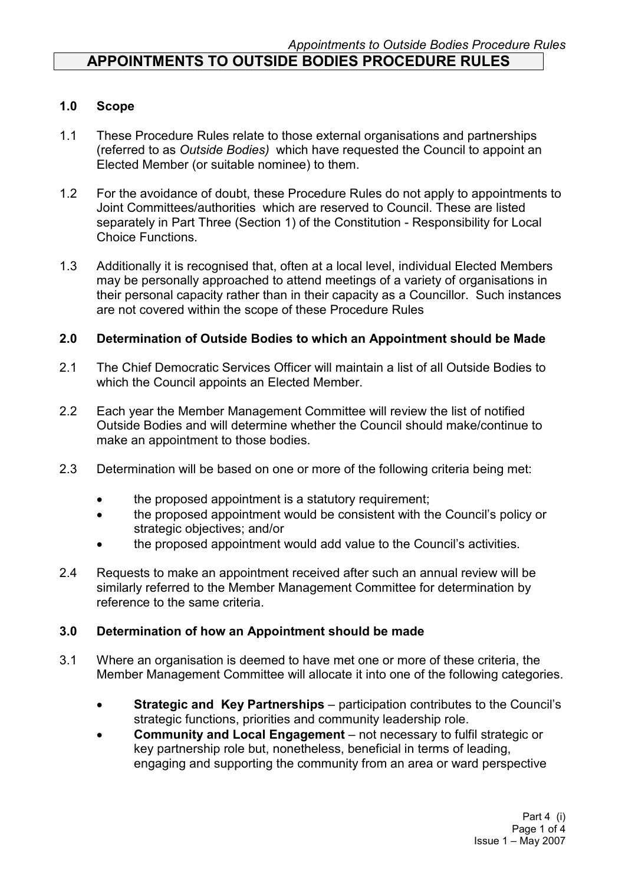# APPOINTMENTS TO OUTSIDE BODIES PROCEDURE RULES

## 1.0 Scope

1.1 These Procedure Rules relate to those external organisations and partnerships (referred to as *Outside Bodies)* which have requested the Council to appoint an Elected Member (or suitable nominee) to them.

1.2 For the avoidance of doubt, these Procedure Rules do not apply to appointments to Joint Committees/authorities which are reserved to Council. These are listed separately in Part Three (Section 1) of the Constitution - Responsibility for Local Choice Functions.

1.3 Additionally it is recognised that, often at a local level, individual Elected Members may be personally approached to attend meetings of a variety of organisations in their personal capacity rather than in their capacity as a Councillor. Such instances are not covered within the scope of these Procedure Rules

## 2.0 Determination of Outside Bodies to which an Appointment should be Made

2.1 The Chief Democratic Services Officer will maintain a list of all Outside Bodies to which the Council appoints an Elected Member.

2.2 Each year the Member Management Committee will review the list of notified Outside Bodies and will determine whether the Council should make/continue to make an appointment to those bodies.

2.3 Determination will be based on one or more of the following criteria being met:

- the proposed appointment is a statutory requirement;
- the proposed appointment would be consistent with the Council's policy or strategic objectives; and/or
- the proposed appointment would add value to the Council's activities.

2.4 Requests to make an appointment received after such an annual review will be similarly referred to the Member Management Committee for determination by reference to the same criteria.

## 3.0 Determination of how an Appointment should be made

3.1 Where an organisation is deemed to have met one or more of these criteria, the Member Management Committee will allocate it into one of the following categories.

- **Strategic and Key Partnerships** – participation contributes to the Council's strategic functions, priorities and community leadership role.
- **Community and Local Engagement** – not necessary to fulfil strategic or key partnership role but, nonetheless, beneficial in terms of leading, engaging and supporting the community from an area or ward perspective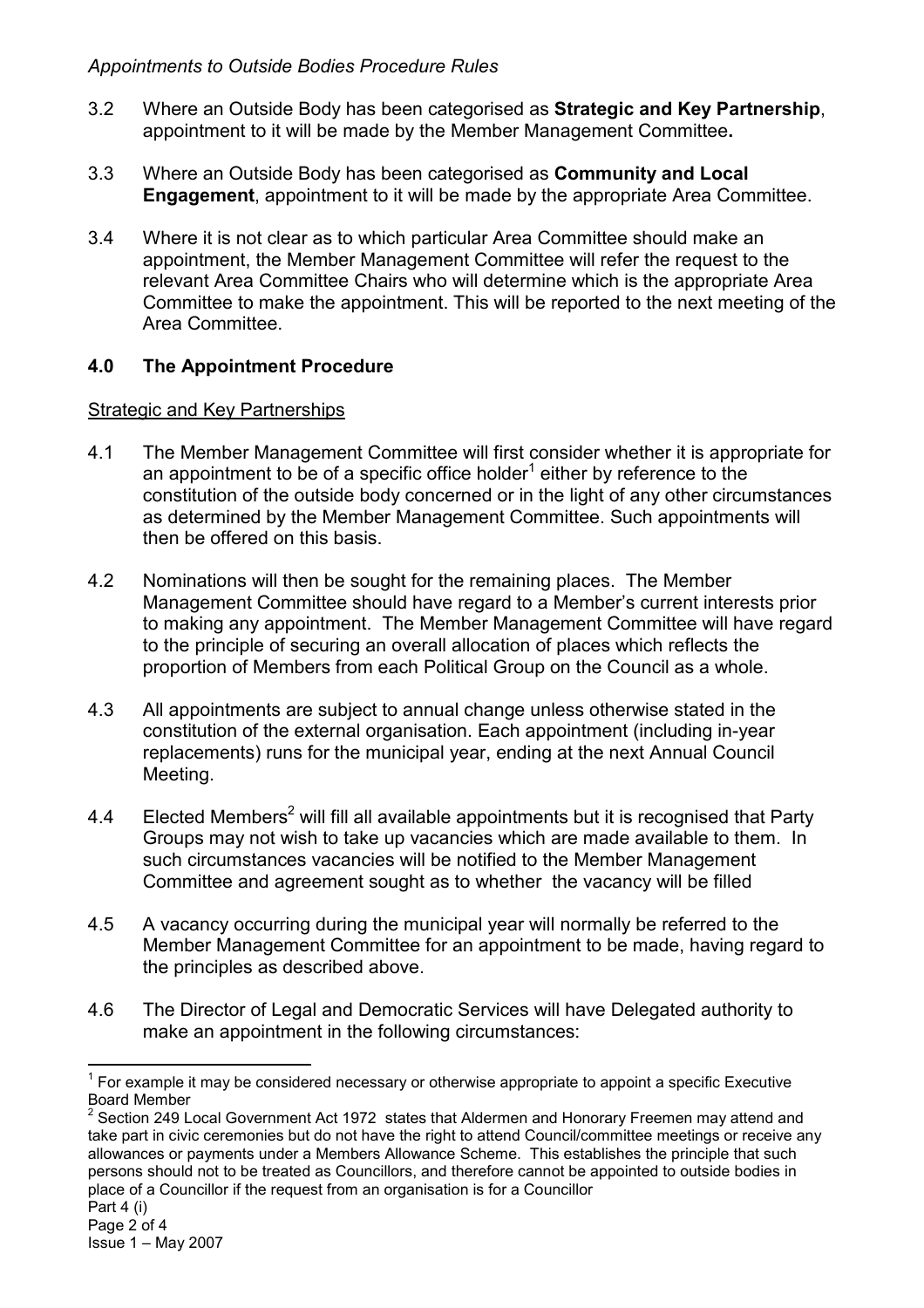3.2 Where an Outside Body has been categorised as **Strategic and Key Partnership**, appointment to it will be made by the Member Management Committee**.**

3.3 Where an Outside Body has been categorised as **Community and Local Engagement**, appointment to it will be made by the appropriate Area Committee.

3.4 Where it is not clear as to which particular Area Committee should make an appointment, the Member Management Committee will refer the request to the relevant Area Committee Chairs who will determine which is the appropriate Area Committee to make the appointment. This will be reported to the next meeting of the Area Committee.

## 4.0 The Appointment Procedure

Strategic and Key Partnerships

4.1 The Member Management Committee will first consider whether it is appropriate for an appointment to be of a specific office holder[1] either by reference to the constitution of the outside body concerned or in the light of any other circumstances as determined by the Member Management Committee. Such appointments will then be offered on this basis.

4.2 Nominations will then be sought for the remaining places. The Member Management Committee should have regard to a Member's current interests prior to making any appointment. The Member Management Committee will have regard to the principle of securing an overall allocation of places which reflects the proportion of Members from each Political Group on the Council as a whole.

4.3 All appointments are subject to annual change unless otherwise stated in the constitution of the external organisation. Each appointment (including in-year replacements) runs for the municipal year, ending at the next Annual Council Meeting.

4.4 Elected Members[2] will fill all available appointments but it is recognised that Party Groups may not wish to take up vacancies which are made available to them. In such circumstances vacancies will be notified to the Member Management Committee and agreement sought as to whether the vacancy will be filled

4.5 A vacancy occurring during the municipal year will normally be referred to the Member Management Committee for an appointment to be made, having regard to the principles as described above.

4.6 The Director of Legal and Democratic Services will have Delegated authority to make an appointment in the following circumstances:

---

[1] For example it may be considered necessary or otherwise appropriate to appoint a specific Executive Board Member

[2] Section 249 Local Government Act 1972 states that Aldermen and Honorary Freemen may attend and take part in civic ceremonies but do not have the right to attend Council/committee meetings or receive any allowances or payments under a Members Allowance Scheme. This establishes the principle that such persons should not to be treated as Councillors, and therefore cannot be appointed to outside bodies in place of a Councillor if the request from an organisation is for a Councillor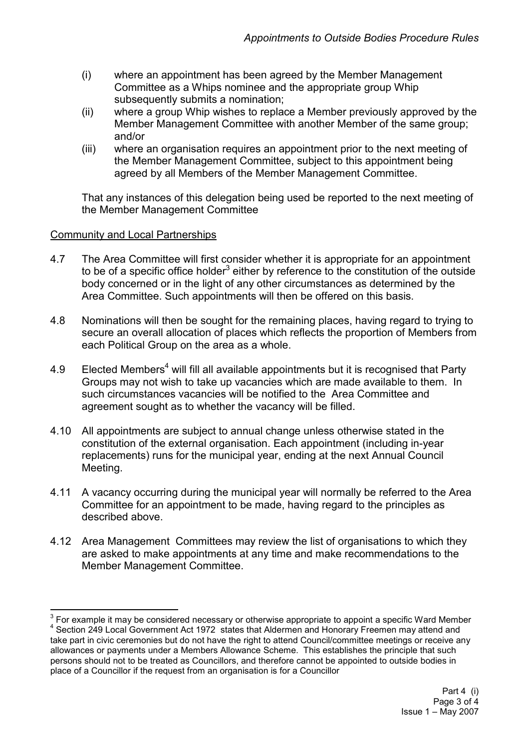(i) where an appointment has been agreed by the Member Management Committee as a Whips nominee and the appropriate group Whip subsequently submits a nomination;

(ii) where a group Whip wishes to replace a Member previously approved by the Member Management Committee with another Member of the same group; and/or

(iii) where an organisation requires an appointment prior to the next meeting of the Member Management Committee, subject to this appointment being agreed by all Members of the Member Management Committee.

That any instances of this delegation being used be reported to the next meeting of the Member Management Committee

Community and Local Partnerships

4.7 The Area Committee will first consider whether it is appropriate for an appointment to be of a specific office holder[3] either by reference to the constitution of the outside body concerned or in the light of any other circumstances as determined by the Area Committee. Such appointments will then be offered on this basis.

4.8 Nominations will then be sought for the remaining places, having regard to trying to secure an overall allocation of places which reflects the proportion of Members from each Political Group on the area as a whole.

4.9 Elected Members[4] will fill all available appointments but it is recognised that Party Groups may not wish to take up vacancies which are made available to them. In such circumstances vacancies will be notified to the Area Committee and agreement sought as to whether the vacancy will be filled.

4.10 All appointments are subject to annual change unless otherwise stated in the constitution of the external organisation. Each appointment (including in-year replacements) runs for the municipal year, ending at the next Annual Council Meeting.

4.11 A vacancy occurring during the municipal year will normally be referred to the Area Committee for an appointment to be made, having regard to the principles as described above.

4.12 Area Management Committees may review the list of organisations to which they are asked to make appointments at any time and make recommendations to the Member Management Committee.

---

[3] For example it may be considered necessary or otherwise appropriate to appoint a specific Ward Member

[4] Section 249 Local Government Act 1972 states that Aldermen and Honorary Freemen may attend and take part in civic ceremonies but do not have the right to attend Council/committee meetings or receive any allowances or payments under a Members Allowance Scheme. This establishes the principle that such persons should not to be treated as Councillors, and therefore cannot be appointed to outside bodies in place of a Councillor if the request from an organisation is for a Councillor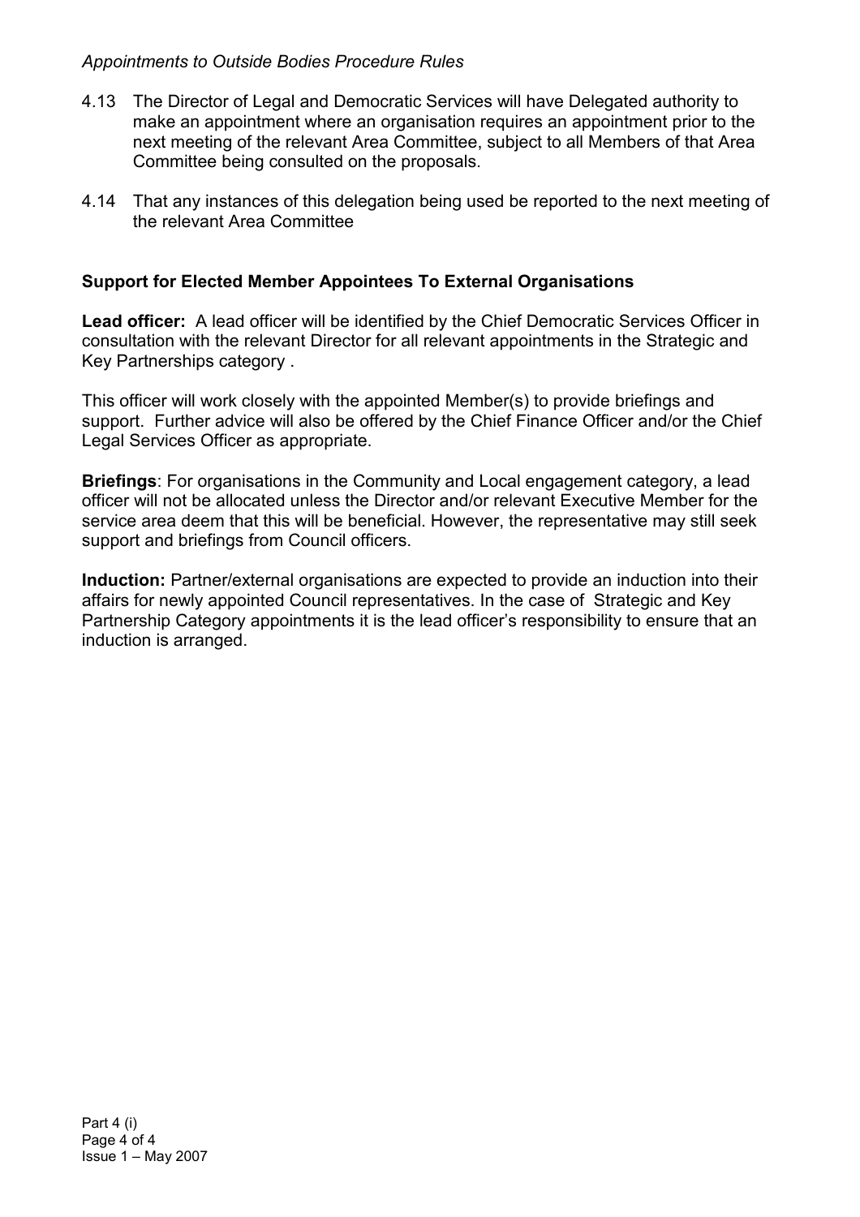4.13 The Director of Legal and Democratic Services will have Delegated authority to make an appointment where an organisation requires an appointment prior to the next meeting of the relevant Area Committee, subject to all Members of that Area Committee being consulted on the proposals.

4.14 That any instances of this delegation being used be reported to the next meeting of the relevant Area Committee

**Support for Elected Member Appointees To External Organisations**

**Lead officer:** A lead officer will be identified by the Chief Democratic Services Officer in consultation with the relevant Director for all relevant appointments in the Strategic and Key Partnerships category .

This officer will work closely with the appointed Member(s) to provide briefings and support. Further advice will also be offered by the Chief Finance Officer and/or the Chief Legal Services Officer as appropriate.

**Briefings**: For organisations in the Community and Local engagement category, a lead officer will not be allocated unless the Director and/or relevant Executive Member for the service area deem that this will be beneficial. However, the representative may still seek support and briefings from Council officers.

**Induction:** Partner/external organisations are expected to provide an induction into their affairs for newly appointed Council representatives. In the case of Strategic and Key Partnership Category appointments it is the lead officer's responsibility to ensure that an induction is arranged.